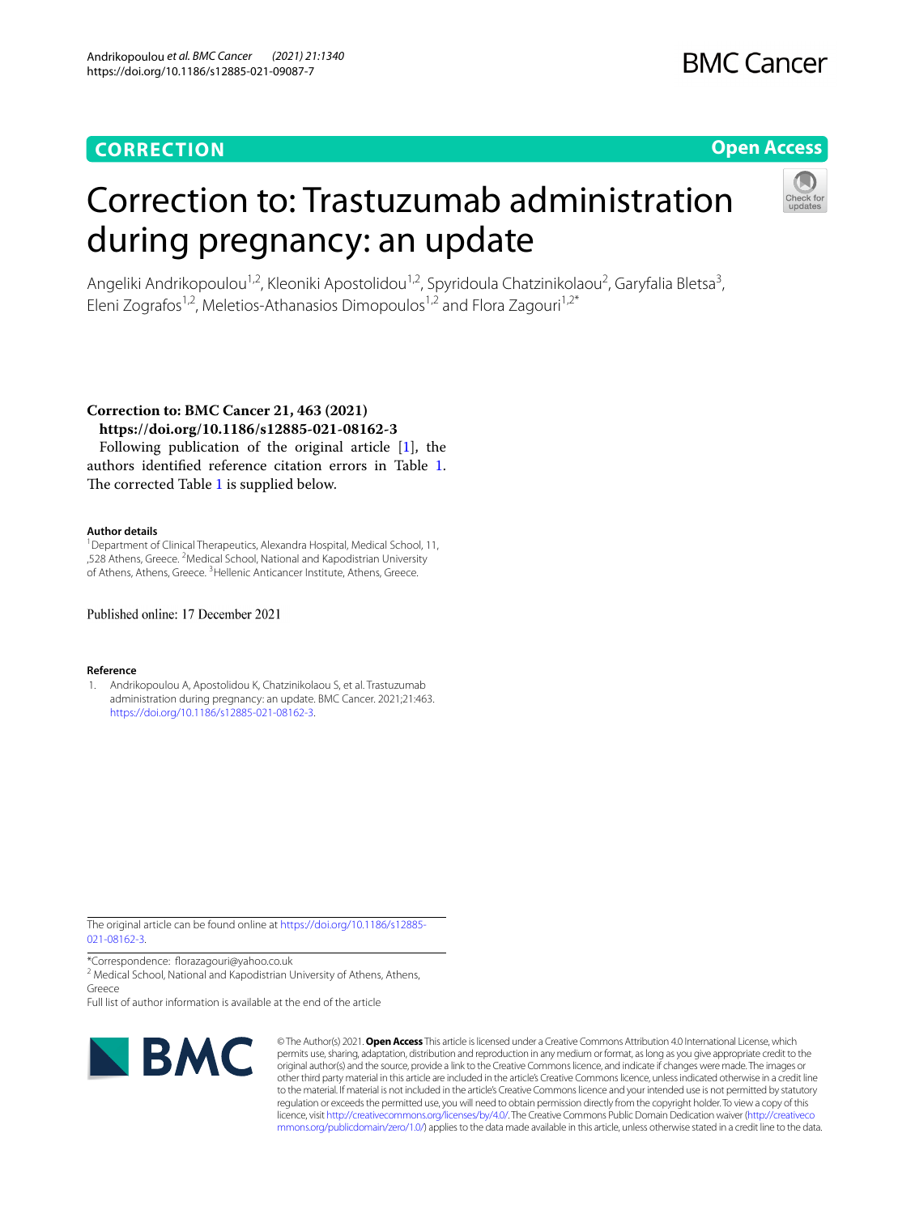**CORRECTION** **Open Access**

# Correction to: Trastuzumab administration during pregnancy: an update

Angeliki Andrikopoulou[1,2], Kleoniki Apostolidou[1,2], Spyridoula Chatzinikolaou[2], Garyfalia Bletsa[3], Eleni Zografos[1,2], Meletios-Athanasios Dimopoulos[1,2] and Flora Zagouri[1,2*]

**Correction to: BMC Cancer 21, 463 (2021)**
**https://doi.org/10.1186/s12885-021-08162-3**

Following publication of the original article [1], the authors identified reference citation errors in Table 1. The corrected Table 1 is supplied below.

**Author details**

[1]Department of Clinical Therapeutics, Alexandra Hospital, Medical School, 11, ,528 Athens, Greece. [2]Medical School, National and Kapodistrian University of Athens, Athens, Greece. [3]Hellenic Anticancer Institute, Athens, Greece.

Published online: 17 December 2021

**Reference**

1. Andrikopoulou A, Apostolidou K, Chatzinikolaou S, et al. Trastuzumab administration during pregnancy: an update. BMC Cancer. 2021;21:463. https://doi.org/10.1186/s12885-021-08162-3.

The original article can be found online at https://doi.org/10.1186/s12885-021-08162-3.

*Correspondence: florazagouri@yahoo.co.uk
[2] Medical School, National and Kapodistrian University of Athens, Athens, Greece
Full list of author information is available at the end of the article

© The Author(s) 2021. **Open Access** This article is licensed under a Creative Commons Attribution 4.0 International License, which permits use, sharing, adaptation, distribution and reproduction in any medium or format, as long as you give appropriate credit to the original author(s) and the source, provide a link to the Creative Commons licence, and indicate if changes were made. The images or other third party material in this article are included in the article's Creative Commons licence, unless indicated otherwise in a credit line to the material. If material is not included in the article's Creative Commons licence and your intended use is not permitted by statutory regulation or exceeds the permitted use, you will need to obtain permission directly from the copyright holder. To view a copy of this licence, visit http://creativecommons.org/licenses/by/4.0/. The Creative Commons Public Domain Dedication waiver (http://creativecommons.org/publicdomain/zero/1.0/) applies to the data made available in this article, unless otherwise stated in a credit line to the data.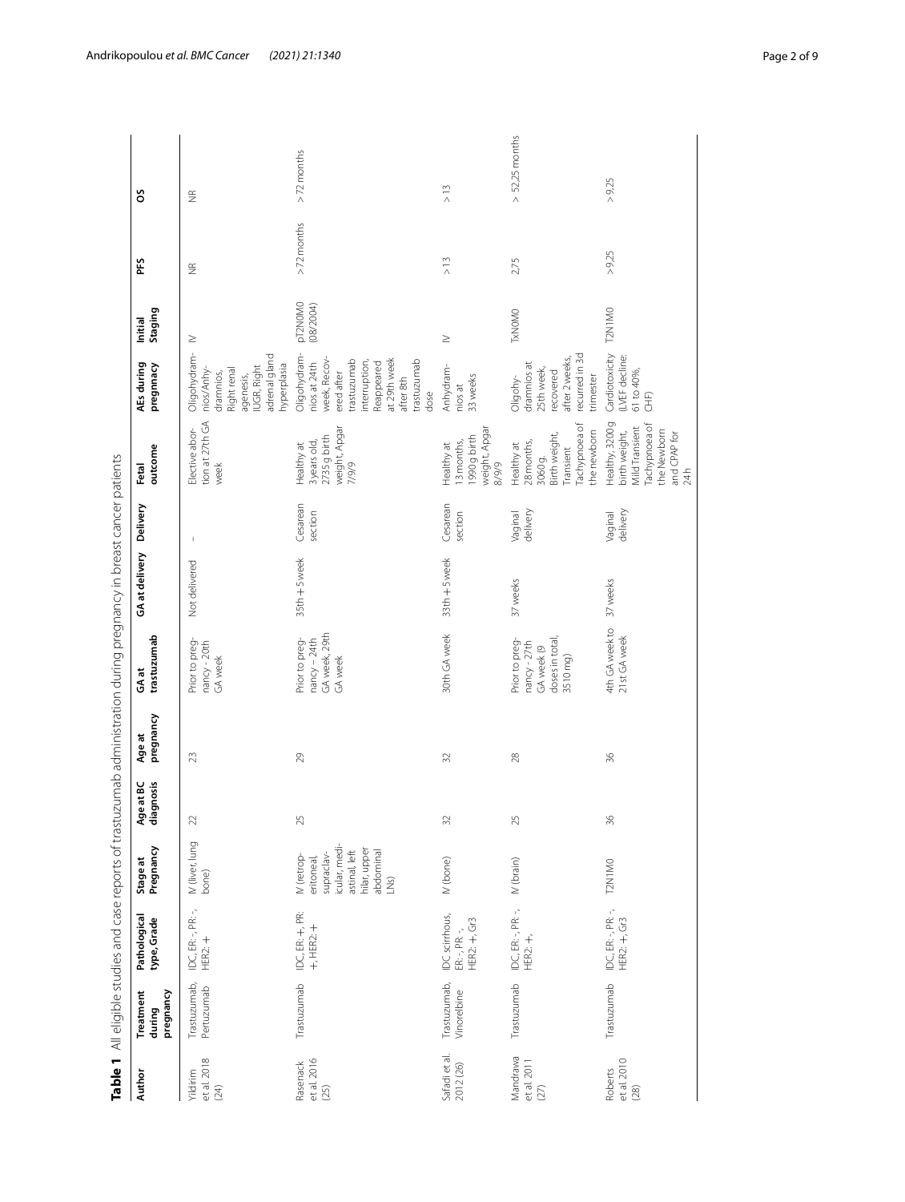**Table 1** All eligible studies and case reports of trastuzumab administration during pregnancy in breast cancer patients

| Author | Treatment during pregnancy | Pathological type, Grade | Stage at Pregnancy | Age at BC diagnosis | Age at pregnancy | GA at trastuzumab | GA at delivery | Delivery | Fetal outcome | AEs during pregnancy | Initial Staging | PFS | OS |
|---|---|---|---|---|---|---|---|---|---|---|---|---|---|
| Yildirim et al. 2018 (24) | Trastuzumab, Pertuzumab | IDC, ER: -, PR: -, HER2: + | IV (liver, lung bone) | 22 | 23 | Prior to pregnancy - 20th GA week | Not delivered | – | Elective abortion at 27th GA week | Oligohydramnios/Anhydramnios, Right renal agenesis, IUGR, Right adrenal gland hyperplasia | IV | NR | NR |
| Rasenack et al. 2016 (25) | Trastuzumab | IDC, ER: +, PR: +, HER2: + | IV (retroperitoneal, supraclavicular, mediastinal, left hilar, upper abdominal LNs) | 25 | 29 | Prior to pregnancy – 24th GA week, 29th GA week | 35th + 5 week | Cesarean section | Healthy at 3 years old, 2735 g birth weight, Apgar 7/9/9 | Oligohydramnios at 24th week, Recovered after trastuzumab interruption, Reappeared at 29th week after 8th trastuzumab dose | pT2N0M0 (08/2004) | >72 months | > 72 months |
| Safadi et al. 2012 (26) | Trastuzumab, Vinorelbine | IDC scirrhous, ER: -, PR: -, HER2: +, Gr3 | IV (bone) | 32 | 32 | 30th GA week | 33th + 5 week | Cesarean section | Healthy at 13 months, 1990 g birth weight, Apgar 8/9/9 | Anhydramnios at 33 weeks | IV | > 13 | > 13 |
| Mandrawa et al. 2011 (27) | Trastuzumab | IDC, ER: -, PR: -, HER2: +, | IV (brain) | 25 | 28 | Prior to pregnancy - 27th GA week (9 doses in total, 3510 mg) | 37 weeks | Vaginal delivery | Healthy at 28 months, 3060 g. Birth weight, Transient Tachypnoea of the newborn | Oligohydramnios at 25th week, recovered after 2 weeks, recurred in 3d trimester | TxN0M0 | 2.75 | > 52.25 months |
| Roberts et al. 2010 (28) | Trastuzumab | IDC, ER: -, PR: -, HER2: +, Gr3 | T2N1M0 | 36 | 36 | 4th GA week to 21st GA week | 37 weeks | Vaginal delivery | Healthy, 3200 g birth weight, Mild Transient Tachypnoea of the Newborn and CPAP for 24 h | Cardiotoxicity (LVEF decline: 61 to 40%, CHF) | T2N1M0 | >9.25 | > 9.25 |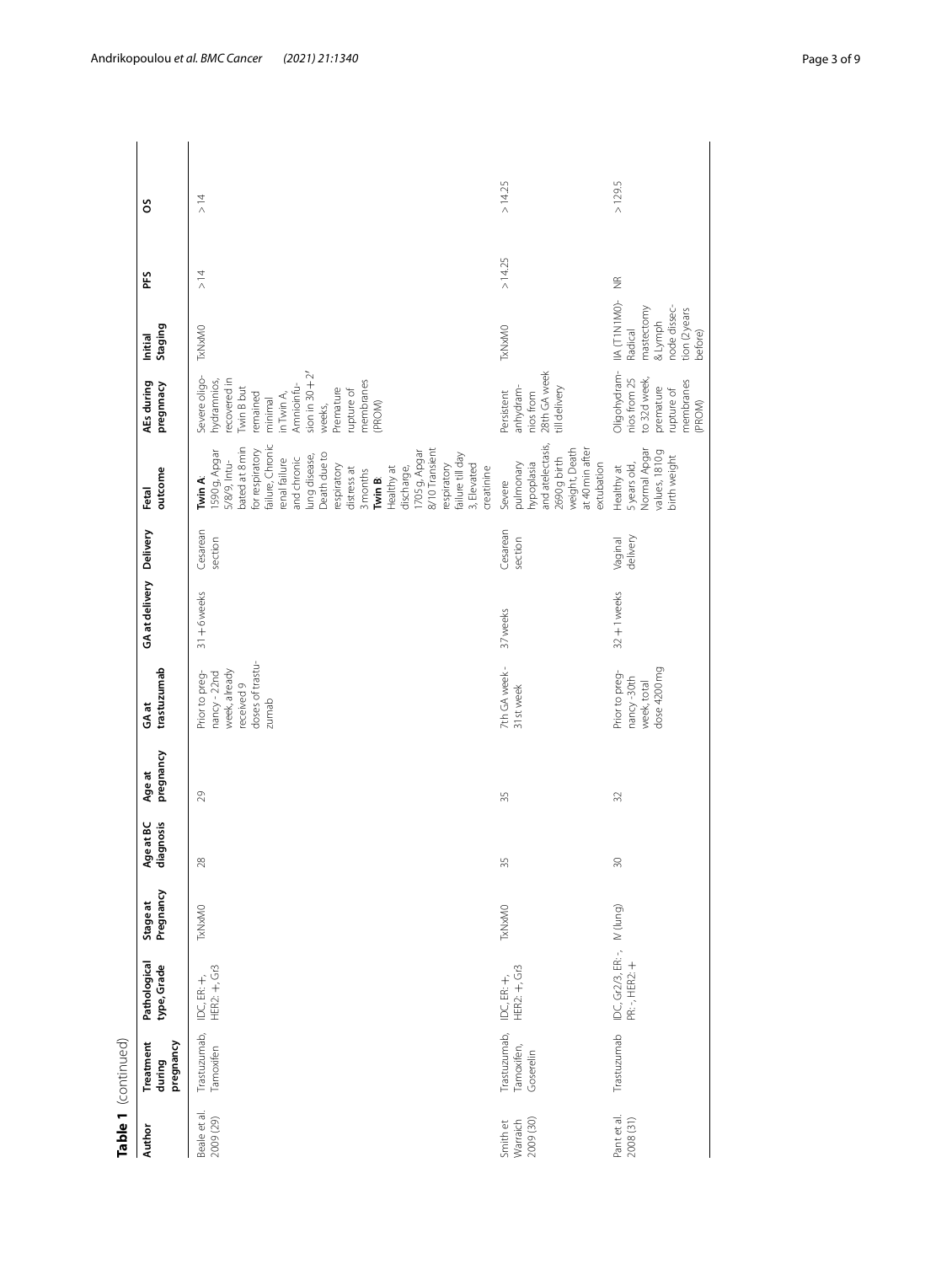**Table 1** (continued)

| Author | Treatment during pregnancy | Pathological type, Grade | Stage at Pregnancy | Age at BC diagnosis | Age at pregnancy | GA at trastuzumab | GA at delivery | Delivery | Fetal outcome | AEs during pregnnacy | Initial Staging | PFS | OS |
|---|---|---|---|---|---|---|---|---|---|---|---|---|---|
| Beale et al. 2009 (29) | Trastuzumab, Tamoxifen | IDC, ER: +, HER2: +, Gr3 | TxNxM0 | 28 | 29 | Prior to pregnancy - 22nd week, already received 9 doses of trastuzumab | 31 + 6 weeks | Cesarean section | **Twin A**: 1590 g, Apgar 5/8/9, Intubated at 8 min for respiratory failure, Chronic renal failure and chronic lung disease, Death due to respiratory distress at 3 months **Twin B**: Healthy at discharge, 1705 g, Apgar 8/10 Transient respiratory failure till day 3, Elevated creatinine | Severe oligohydramnios, recovered in Twin B but remained minimal in Twin A, Amnioinfusion in 30 + 2' weeks, Premature rupture of membranes (PROM) | TxNxM0 | >14 | >14 |
| Smith et Warraich 2009 (30) | Trastuzumab, Tamoxifen, Goserelin | IDC, ER: +, HER2: +, Gr3 | TxNxM0 | 35 | 35 | 7th GA week - 31st week | 37 weeks | Cesarean section | Severe pulmonary hypoplasia and atelectasis, 2690 g birth weight, Death at 40 min after extubation | Persistent anhydramnios from 28th GA week till delivery | TxNxM0 | >14.25 | >14.25 |
| Pant et al. 2008 (31) | Trastuzumab | IDC, Gr2/3, ER: -, PR: -, HER2: + | IV (lung) | 30 | 32 | Prior to pregnancy -30th week, total dose 4200 mg | 32 + 1 weeks | Vaginal delivery | Healthy at 5 years old, Normal Apgar values, 1810 g birth weight | Oligohydramnios from 25 to 32d week, premature rupture of membranes (PROM) | IIA (T1N1M0)- Radical mastectomy & Lymph node dissection (2 years before) | NR | >129.5 |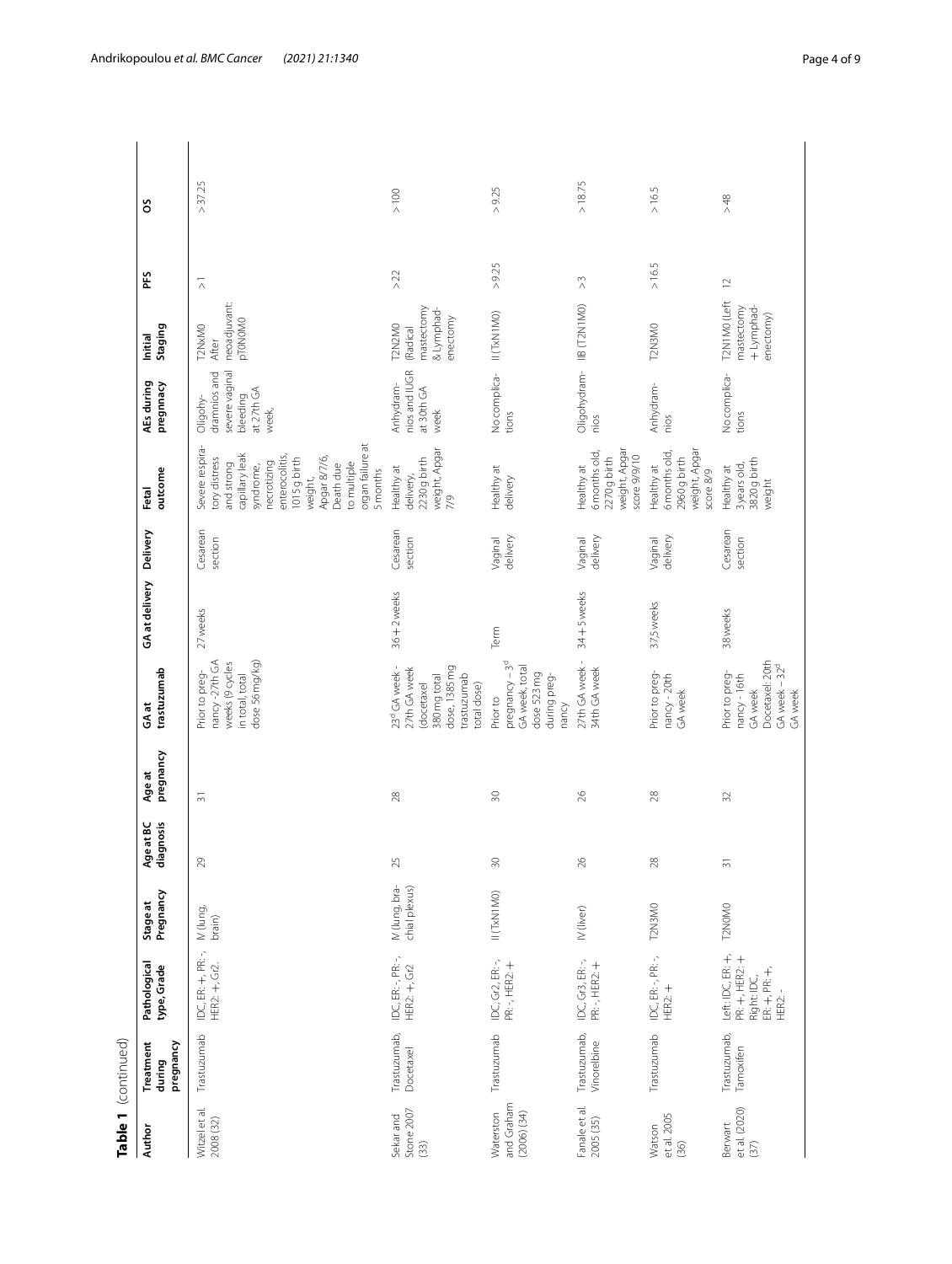**Table 1** (continued)

| Author | Treatment during pregnancy | Pathological type, Grade | Stage at Pregnancy | Age at BC diagnosis | Age at pregnancy | GA at trastuzumab | GA at delivery | Delivery | Fetal outcome | AEs during pregnancy | Initial Staging | PFS | OS |
|---|---|---|---|---|---|---|---|---|---|---|---|---|---|
| Witzel et al. 2008 (32) | Trastuzumab | IDC, ER: +, PR: -, HER2: +, Gr2. | IV (lung, brain) | 29 | 31 | Prior to pregnancy -27th GA weeks (9 cycles in total, total dose 56 mg/kg) | 27 weeks | Cesarean section | Severe respiratory distress and strong capillary leak syndrome, necrotizing enterocolitis, 1015 g birth weight, Apgar 8/7/6, Death due to multiple organ failure at 5 months | Oligohydramnios and severe vaginal bleeding at 27th GA week, | T2NxM0 After neoadjuvant: pT0N0M0 | > 1 | > 37.25 |
| Sekar and Stone 2007 (33) | Trastuzumab, Docetaxel | IDC, ER: -, PR: -, HER2: +, Gr2 | IV (lung, brachial plexus) | 25 | 28 | 23$^{d}$ GA week - 27th GA week (docetaxel 380 mg total dose, 1385 mg trastuzumab total dose) | 36 + 2 weeks | Cesarean section | Healthy at delivery, 2230 g birth weight, Apgar 7/9 | Anhydramnios and IUGR at 30th GA week | T2N2M0 (Radical mastectomy & Lymphadenectomy | > 22 | > 100 |
| Waterston and Graham (2006) (34) | Trastuzumab | IDC, Gr2, ER: -, PR: -, HER2: + | II (TxN1M0) | 30 | 30 | Prior to pregnancy – 3$^{d}$ GA week, total dose 523 mg during pregnancy | Term | Vaginal delivery | Healthy at delivery | No complications | II (TxN1M0) | >9.25 | > 9.25 |
| Fanale et al. 2005 (35) | Trastuzumab, Vinorelbine | IDC, Gr3, ER: -, PR: -, HER2: + | IV (liver) | 26 | 26 | 27th GA week - 34th GA week | 34 + 5 weeks | Vaginal delivery | Healthy at 6 months old, 2270 g birth weight, Apgar score 9/9/10 | Oligohydramnios | IIB (T2N1M0) | > 3 | > 18.75 |
| Watson et al. 2005 (36) | Trastuzumab | IDC, ER: -, PR: -, HER2: + | T2N3M0 | 28 | 28 | Prior to pregnancy - 20th GA week | 37.5 weeks | Vaginal delivery | Healthy at 6 months old, 2960 g birth weight, Apgar score 8/9 | Anhydramnios | T2N3M0 | > 16.5 | > 16.5 |
| Berwart et al. (2020) (37) | Trastuzumab, Tamoxifen | Left: IDC, ER: +, PR: +, HER2: + Right: IDC, ER: +, PR: +, HER2: - | T2N0M0 | 31 | 32 | Prior to pregnancy - 16th GA week Docetaxel: 20th GA week – 32$^{d}$ GA week | 38 weeks | Cesarean section | Healthy at 3 years old, 3820 g birth weight | No complications | T2N1M0 (Left mastectomy + Lymphadenectomy) | 12 | > 48 |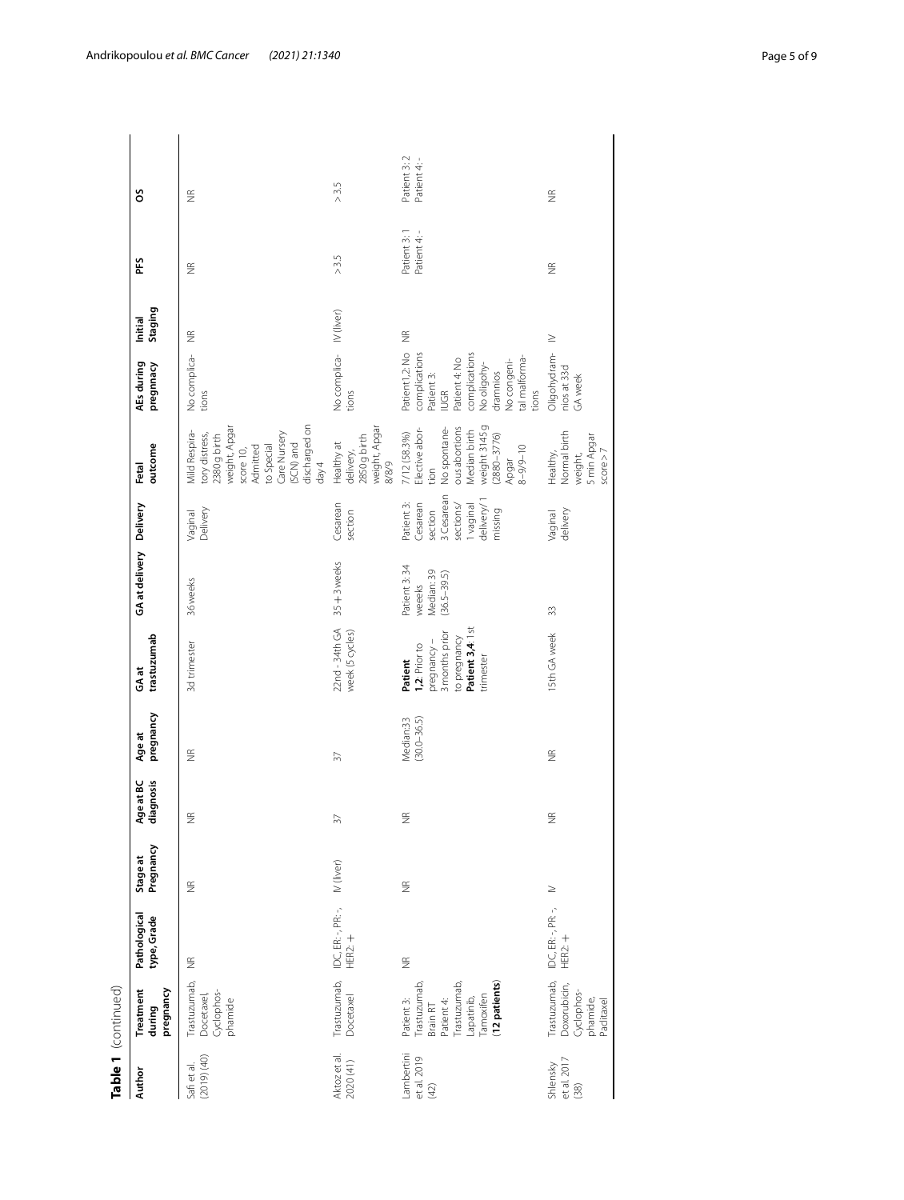**Table 1** (continued)

| Author | Treatment during pregnancy | Pathological type, Grade | Stage at Pregnancy | Age at BC diagnosis | Age at pregnancy | GA at trastuzumab | GA at delivery | Delivery | Fetal outcome | AEs during pregnnacy | Initial Staging | PFS | OS |
|---|---|---|---|---|---|---|---|---|---|---|---|---|---|
| Safi et al. (2019) (40) | Trastuzumab, Docetaxel, Cyclophosphamide | NR | NR | NR | NR | 3d trimester | 36 weeks | Vaginal Delivery | Mild Respiratory distress, 2380 g birth weight, Apgar score 10, Admitted to Special Care Nursery (SCN) and discharged on day 4 | No complications | NR | NR | NR |
| Aktoz et al. 2020 (41) | Trastuzumab, Docetaxel | IDC, ER: -, PR: -, HER2: + | IV (liver) | 37 | 37 | 22nd - 34th GA week (5 cycles) | 35 + 3 weeks | Cesarean section | Healthy at delivery, 2850 g birth weight, Apgar 8/8/9 | No complications | IV (liver) | > 3.5 | > 3.5 |
| Lambertini et al. 2019 (42) | Patient 3: Trastuzumab, Brain RT Patient 4: Trastuzumab, Lapatinib, Tamoxifen **(12 patients)** | NR | NR | NR | Median:33 (30.0–36.5) | **Patient 1,2**: Prior to pregnancy – 3 months prior to pregnancy **Patient 3,4**: 1st trimester | Patient 3: 34 weeks Median: 39 (36.5–39.5) | Patient 3: Cesarean section 3 Cesarean sections/ 1 vaginal delivery/1 missing | 7/12 (58.3%) Elective abortion No spontaneous abortions Median birth weight 3145 g (2880–3776) Apgar 8–9/9–10 | Patient 1,2: No complications Patient 3: IUGR Patient 4: No complications No oligohydramnios No congenital malformations | NR | Patient 3: 1 Patient 4: - | Patient 3: 2 Patient 4: - |
| Shlensky et al. 2017 (38) | Trastuzumab, Doxorubicin, Cyclophosphamide, Paclitaxel | IDC, ER: -, PR: -, HER2: + | IV | NR | NR | 15th GA week | 33 | Vaginal delivery | Healthy, Normal birth weight, 5 min Apgar score > 7 | Oligohydramnios at 33d GA week | IV | NR | NR |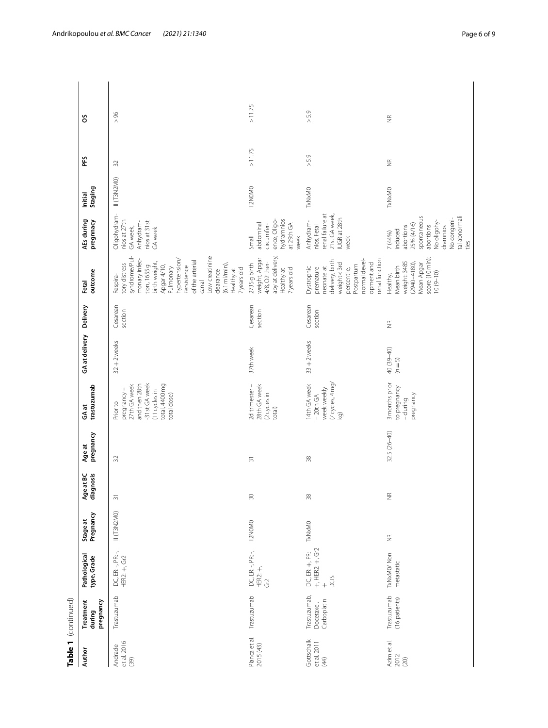**Table 1** (continued)

| Author | Treatment during pregnancy | Pathological type, Grade | Stage at Pregnancy | Age at BC diagnosis | Age at pregnancy | GA at trastuzumab | GA at delivery | Delivery | Fetal outcome | AEs during pregnnacy | Initial Staging | PFS | OS |
|---|---|---|---|---|---|---|---|---|---|---|---|---|---|
| Andrade et al. 2016 (39) | Trastuzumab | IDC, ER: -, PR: -, HER2: +, Gr2 | III (T3N2M0) | 31 | 32 | Prior to pregnancy – 27th GA week and then 28th -31st GA week (11 cycles in total, 4400 mg total dose) | 32 + 2 weeks | Cesarean section | Respiratory distress syndrome/Pulmonary infection, 1655 g birth weight, Apgar 4/10, Pulmonary hypertension/ Persistence of the arterial canal Low creatinine clearance (6.1 ml/min), Healthy at 7 years old | Oligohydramnios at 27th GA week, Anhydramnios at 31st GA week | III (T3N2M0) | 32 | > 96 |
| Pianca et al. 2015 (43) | Trastuzumab | IDC, ER: -, PR: -, HER2: +, Gr2 | T2N0M0 | 30 | 31 | 2d trimester – 28th GA week (2 cycles in total) | 37th week | Cesarean section | 2735 g birth weight, Apgar 4/8, O2 therapy at delivery, Healthy at 7 years old | Small abdominal circumference, Oligohydramnios at 29th GA week | T2N0M0 | > 11.75 | > 11.75 |
| Gottschalk et al. 2011 (44) | Trastuzumab, Docetaxel, Carboplatin | IDC, ER: +, PR: +, HER2: +, Gr2 + DCIS | TxNxM0 | 38 | 38 | 14th GA week – 20th GA week weekly (7 cycles, 4 mg/kg) | 33 + 2 weeks | Cesarean section | Dystrophic premature neonate at delivery, birth weight < 3rd percentile, Postpartum normal development and renal function | Anhydramnios, Fetal renal failure at 21st GA week, IUGR at 28th week | TxNxM0 | > 5.9 | > 5.9 |
| Azim et al. 2012 (20) | Trastuzumab (16 patients) | TxNxM0/ Non metastatic | NR | NR | 32.5 (26–40) | 3 months prior to pregnancy – during pregnancy | 40 (39–40) (n = 5) | NR | Healthy, Mean birth weight: 3485 (2940–4180), Mean Apgar score (10 min): 10 (9–10) | 7 (44%) induced abortions 25% (4/16) spontaneous abortions No oligohydramnios No congenital abnormalities | TxNxM0 | NR | NR |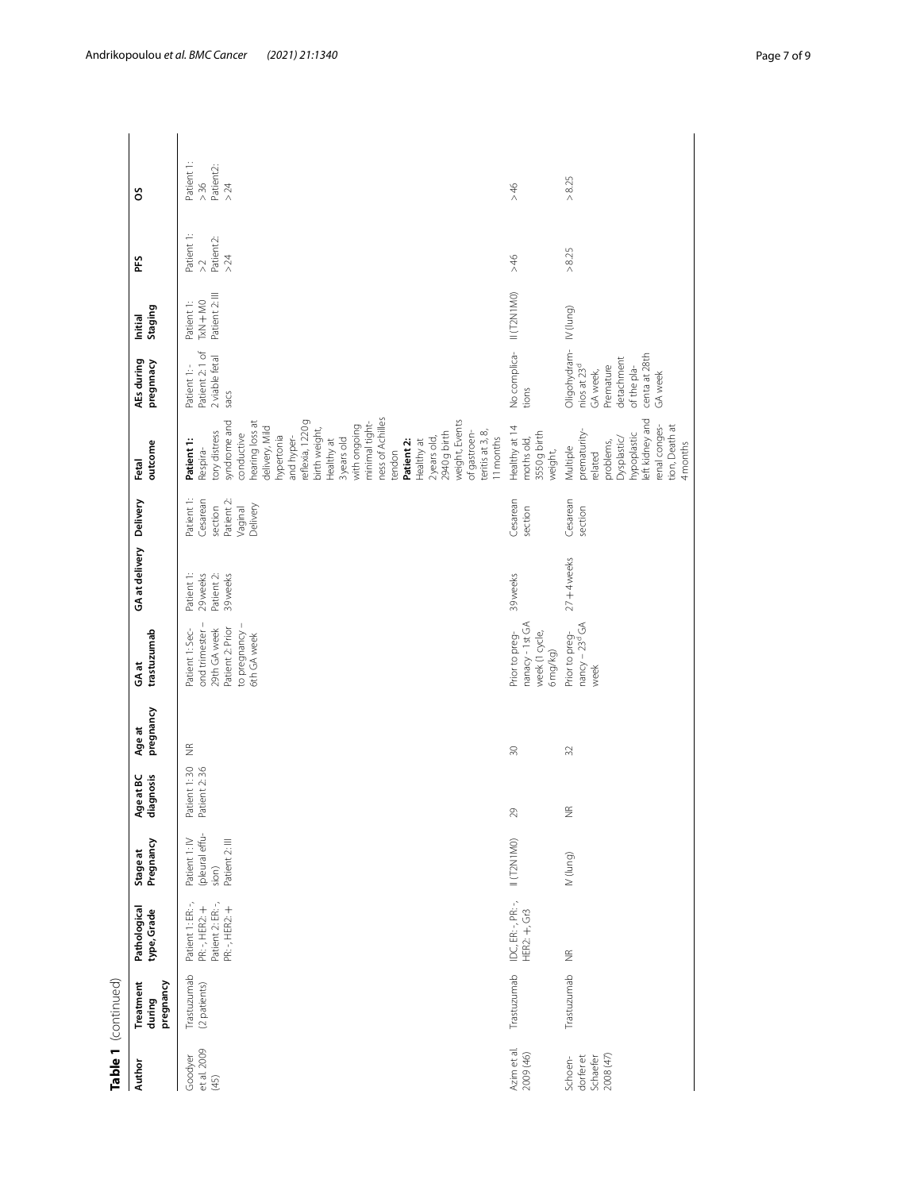**Table 1** (continued)

| Author | Treatment during pregnancy | Pathological type, Grade | Stage at Pregnancy | Age at BC diagnosis | Age at pregnancy | GA at trastuzumab | GA at delivery | Delivery | Fetal outcome | AEs during pregnacy | Initial Staging | PFS | OS |
|---|---|---|---|---|---|---|---|---|---|---|---|---|---|
| Goodyer et al. 2009 (45) | Trastuzumab (2 patients) | Patient 1: ER: -, PR: -, HER2: + Patient 2: ER: -, PR: -, HER2: + | Patient 1: IV (pleural effusion) Patient 2: III | Patient 1: 30 Patient 2: 36 | NR | Patient 1: Second trimester – 29th GA week Patient 2: Prior to pregnancy – 6th GA week | Patient 1: 29 weeks Patient 2: 39 weeks | Patient 1: Cesarean section Patient 2: Vaginal Delivery | **Patient 1:** Respiratory distress syndrome and conductive hearing loss at delivery, Mild hypertonia and hyperreflexia, 1220 g birth weight, Healthy at 3 years old with ongoing minimal tightness of Achilles tendon **Patient 2:** Healthy at 2 years old, 2940 g birth weight, Events of gastroenteritis at 3, 8, 11 months | Patient 1: - Patient 2: 1 of 2 viable fetal sacs | Patient 1: TxN + M0 Patient 2: III | Patient 1: >2 Patient2: >24 | Patient 1: >36 Patient2: >24 |
| Azim et al. 2009 (46) | Trastuzumab | IDC, ER: -, PR: -, HER2: +, Gr3 | II (T2N1M0) | 29 | 30 | Prior to preganacy - 1st GA week (1 cycle, 6 mg/kg) | 39 weeks | Cesarean section | Healthy at 14 moths old, 3550 g birth weight, | No complications | II (T2N1M0) | >46 | >46 |
| Schoendorfer et Schaefer 2008 (47) | Trastuzumab | NR | IV (lung) | NR | 32 | Prior to pregnancy – 23rd GA week | 27 + 4 weeks | Cesarean section | Multiple prematurity-related problems, Dysplastic/hypoplastic left kidney and renal congestion, Death at 4 months | Oligohydramnios at 23rd GA week, Premature detachment of the placenta at 28th GA week | IV (lung) | >8.25 | >8.25 |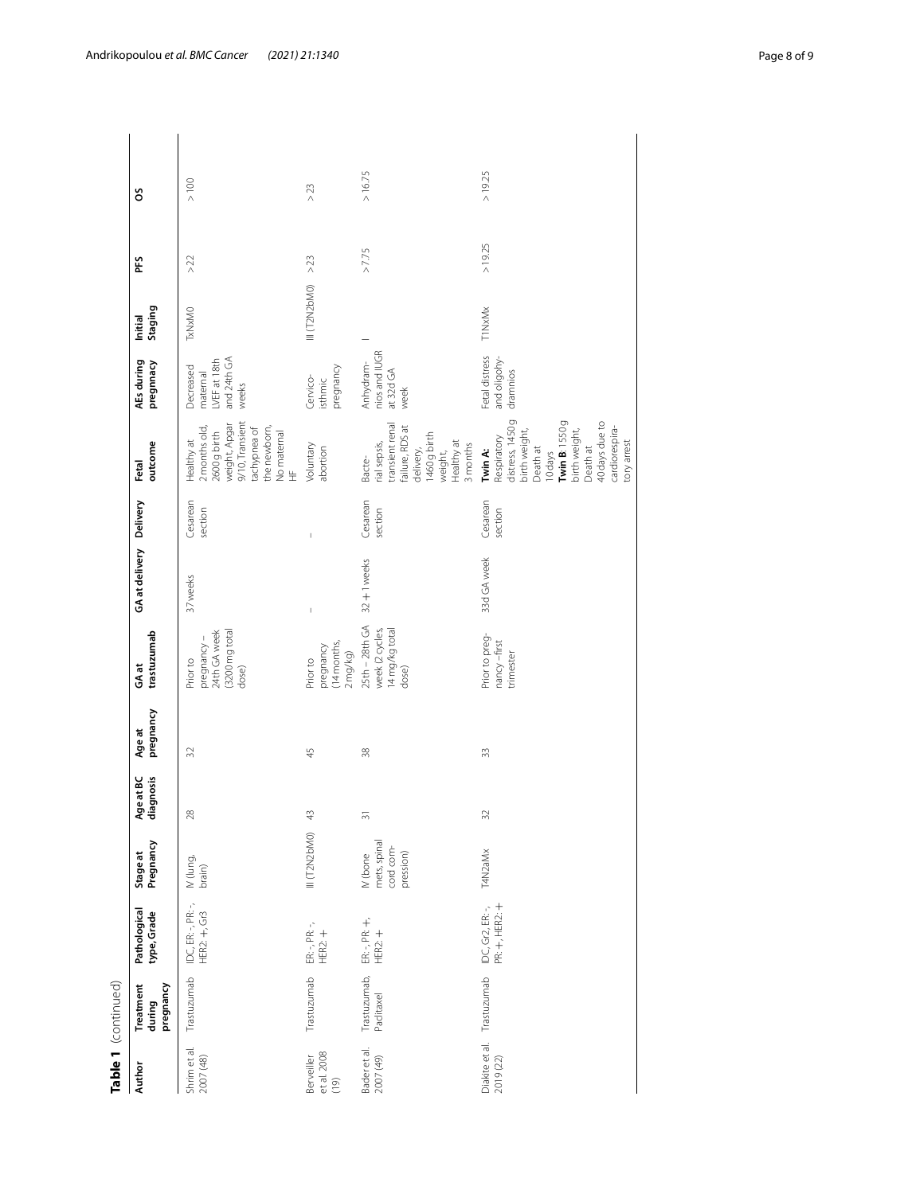**Table 1** (continued)

| Author | Treatment during pregnancy | Pathological type, Grade | Stage at Pregnancy | Age at BC diagnosis | Age at pregnancy | GA at trastuzumab | GA at delivery | Delivery | Fetal outcome | AEs during pregnancy | Initial Staging | PFS | OS |
|---|---|---|---|---|---|---|---|---|---|---|---|---|---|
| Shrim et al. 2007 (48) | Trastuzumab | IDC, ER: -, PR: -, HER2: +, Gr3 | IV (lung, brain) | 28 | 32 | Prior to pregnancy – 24th GA week (3200 mg total dose) | 37 weeks | Cesarean section | Healthy at 2 months old, 2600 g birth weight, Apgar 9/10, Transient tachypnea of the newborn, No maternal HF | Decreased maternal LVEF at 18th and 24th GA weeks | TxNxM0 | > 22 | > 100 |
| Berveiller et al. 2008 (19) | Trastuzumab | ER: -, PR: -, HER2: + | III (T2N2bM0) | 43 | 45 | Prior to pregnancy (14 months, 2 mg/kg) | – | – | Voluntary abortion | Cervico-isthmic pregnancy | III (T2N2bM0) | > 23 | > 23 |
| Bader et al. 2007 (49) | Trastuzumab, Paclitaxel | ER: -, PR: +, HER2: + | IV (bone mets, spinal cord compression) | 31 | 38 | 25th – 28th GA week (2 cycles, 14 mg/kg total dose) | 32 + 1 weeks | Cesarean section | Bacterial sepsis, transient renal failure, RDS at delivery, 1460 g birth weight, Healthy at 3 months | Anhydramnios and IUGR at 32d GA week | – | > 7.75 | > 16.75 |
| Diakite et al. 2019 (22) | Trastuzumab | IDC, Gr2, ER: -, PR: +, HER2: + | T4N2aMx | 32 | 33 | Prior to pregnancy – first trimester | 33d GA week | Cesarean section | **Twin A**: Respiratory distress, 1450 g birth weight, Death at 10 days **Twin B**: 1550 g birth weight, Death at 40 days due to cardiorespiratory arrest | Fetal distress and oligohydramnios | T1NxMx | > 19.25 | > 19.25 |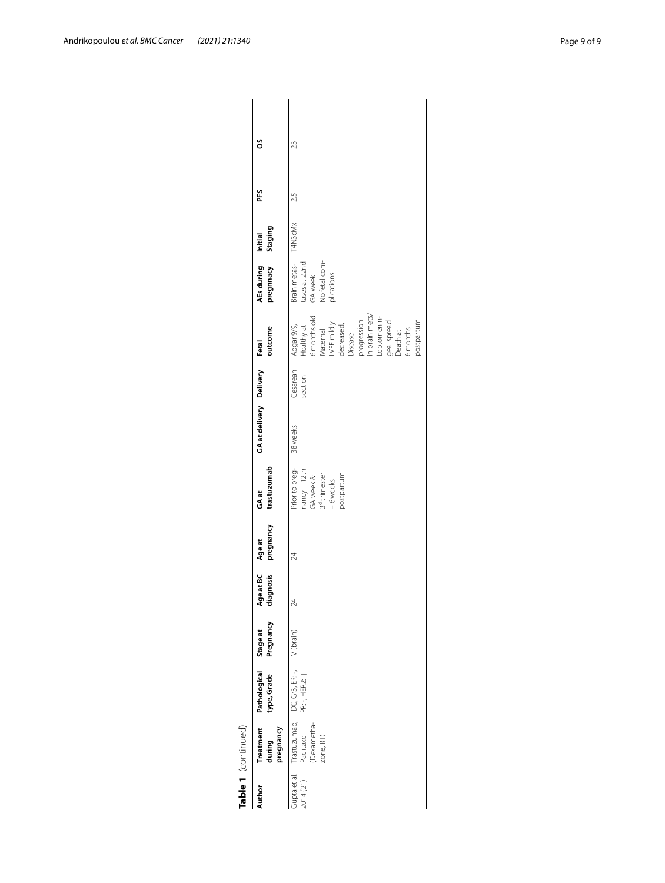**Table 1** (continued)

| Author | Treatment during pregnancy | Pathological type, Grade | Stage at Pregnancy | Age at BC diagnosis | Age at pregnancy | GA at trastuzumab | GA at delivery | Delivery | Fetal outcome | AEs during pregnacy | Initial Staging | PFS | OS |
|---|---|---|---|---|---|---|---|---|---|---|---|---|---|
| Gupta et al. 2014 (21) | Trastuzumab, Paclitaxel (Dexamethazone, RT) | IDC, Gr3, ER:-, PR:-, HER2: + | IV (brain) | 24 | 24 | Prior to pregnancy – 12th GA week & 3rd trimester – 6 weeks postpartum | 38 weeks | Cesarean section | Apgar 9/9, Healthy at 6 months old Maternal LVEF mildly decreased, Disease progression in brain mets/ Leptomeningeal spread Death at 6 months postpartum | Brain metastases at 22nd GA week No fetal complications | T4N3cMx | 2.5 | 23 |